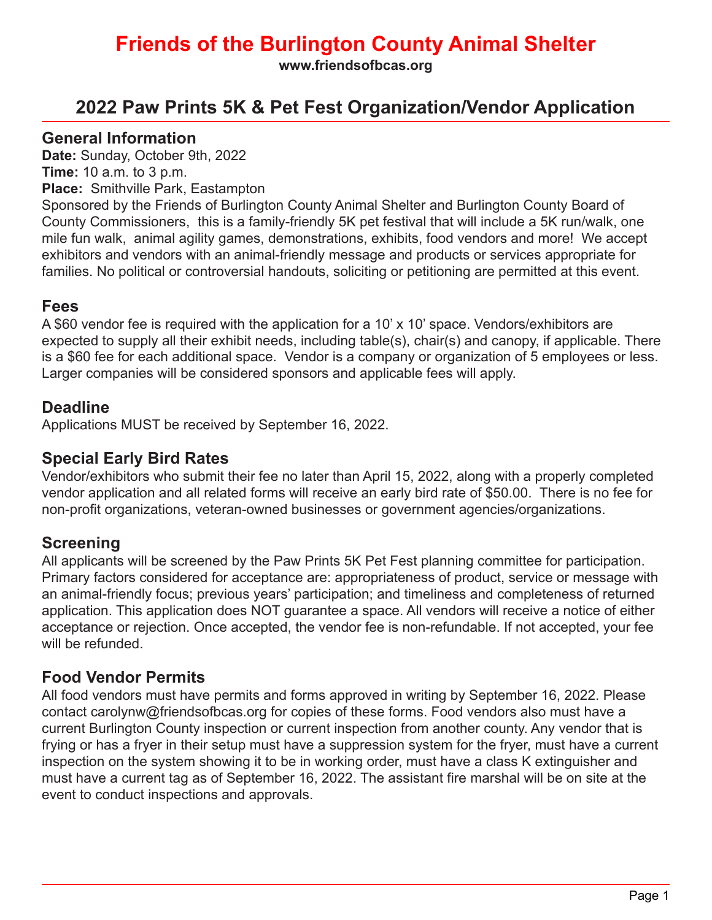# Friends of the Burlington County Animal Shelter

**www.friendsofbcas.org**

## 2022 Paw Prints 5K & Pet Fest Organization/Vendor Application

### General Information

**Date:** Sunday, October 9th, 2022
**Time:** 10 a.m. to 3 p.m.
**Place:** Smithville Park, Eastampton

Sponsored by the Friends of Burlington County Animal Shelter and Burlington County Board of County Commissioners, this is a family-friendly 5K pet festival that will include a 5K run/walk, one mile fun walk, animal agility games, demonstrations, exhibits, food vendors and more! We accept exhibitors and vendors with an animal-friendly message and products or services appropriate for families. No political or controversial handouts, soliciting or petitioning are permitted at this event.

### Fees

A $60 vendor fee is required with the application for a 10' x 10' space. Vendors/exhibitors are expected to supply all their exhibit needs, including table(s), chair(s) and canopy, if applicable. There is a $60 fee for each additional space. Vendor is a company or organization of 5 employees or less. Larger companies will be considered sponsors and applicable fees will apply.

### Deadline

Applications MUST be received by September 16, 2022.

### Special Early Bird Rates

Vendor/exhibitors who submit their fee no later than April 15, 2022, along with a properly completed vendor application and all related forms will receive an early bird rate of $50.00. There is no fee for non-profit organizations, veteran-owned businesses or government agencies/organizations.

### Screening

All applicants will be screened by the Paw Prints 5K Pet Fest planning committee for participation. Primary factors considered for acceptance are: appropriateness of product, service or message with an animal-friendly focus; previous years' participation; and timeliness and completeness of returned application. This application does NOT guarantee a space. All vendors will receive a notice of either acceptance or rejection. Once accepted, the vendor fee is non-refundable. If not accepted, your fee will be refunded.

### Food Vendor Permits

All food vendors must have permits and forms approved in writing by September 16, 2022. Please contact carolynw@friendsofbcas.org for copies of these forms. Food vendors also must have a current Burlington County inspection or current inspection from another county. Any vendor that is frying or has a fryer in their setup must have a suppression system for the fryer, must have a current inspection on the system showing it to be in working order, must have a class K extinguisher and must have a current tag as of September 16, 2022. The assistant fire marshal will be on site at the event to conduct inspections and approvals.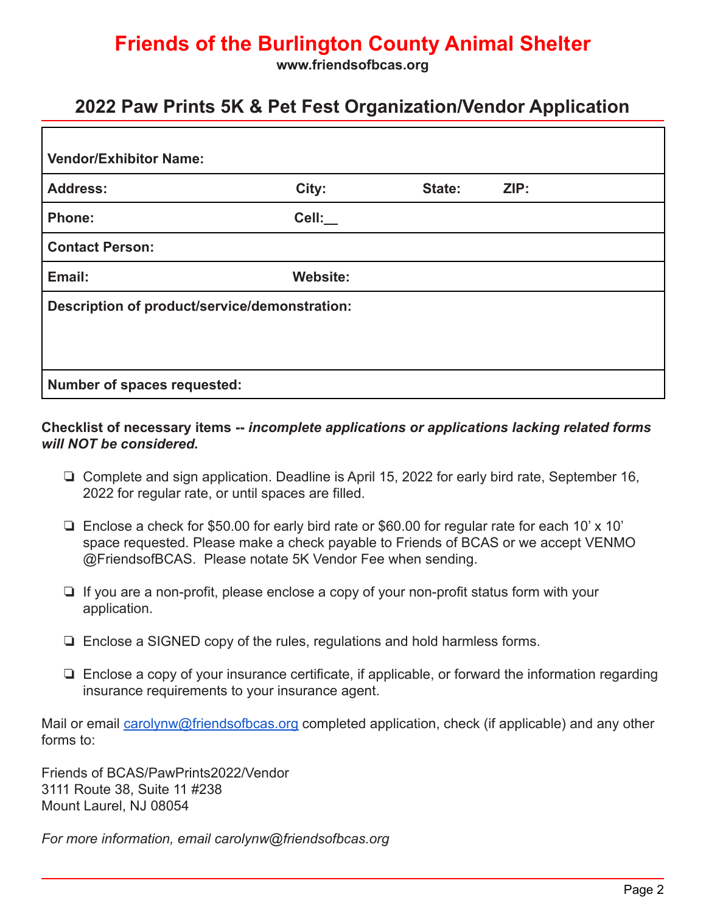# Friends of the Burlington County Animal Shelter

**www.friendsofbcas.org**

## 2022 Paw Prints 5K & Pet Fest Organization/Vendor Application

| | | | |
|---|---|---|---|
| **Vendor/Exhibitor Name:** | | | |
| **Address:** | **City:** | **State:** | **ZIP:** |
| **Phone:** | **Cell:__** | | |
| **Contact Person:** | | | |
| **Email:** | **Website:** | | |
| **Description of product/service/demonstration:** | | | |
| **Number of spaces requested:** | | | |

**Checklist of necessary items --** ***incomplete applications or applications lacking related forms will NOT be considered.***

- ❏ Complete and sign application. Deadline is April 15, 2022 for early bird rate, September 16, 2022 for regular rate, or until spaces are filled.
- ❏ Enclose a check for $50.00 for early bird rate or $60.00 for regular rate for each 10' x 10' space requested. Please make a check payable to Friends of BCAS or we accept VENMO @FriendsofBCAS. Please notate 5K Vendor Fee when sending.
- ❏ If you are a non-profit, please enclose a copy of your non-profit status form with your application.
- ❏ Enclose a SIGNED copy of the rules, regulations and hold harmless forms.
- ❏ Enclose a copy of your insurance certificate, if applicable, or forward the information regarding insurance requirements to your insurance agent.

Mail or email carolynw@friendsofbcas.org completed application, check (if applicable) and any other forms to:

Friends of BCAS/PawPrints2022/Vendor
3111 Route 38, Suite 11 #238
Mount Laurel, NJ 08054

*For more information, email carolynw@friendsofbcas.org*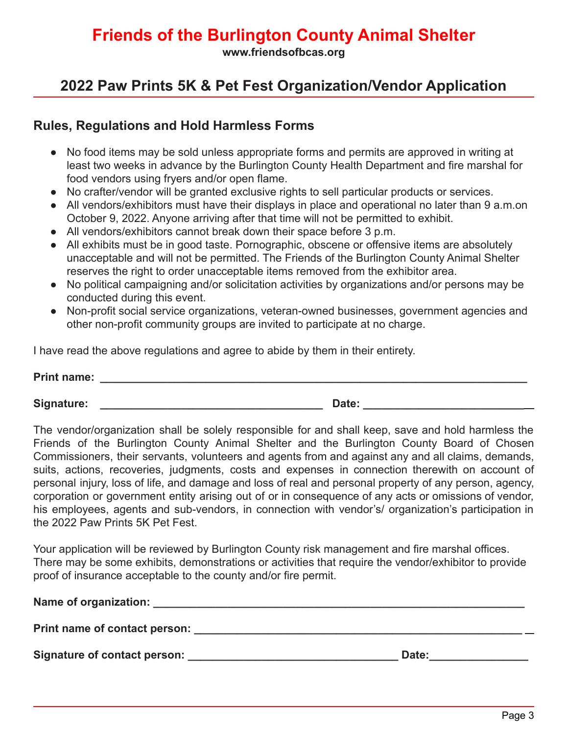# Friends of the Burlington County Animal Shelter

**www.friendsofbcas.org**

## 2022 Paw Prints 5K & Pet Fest Organization/Vendor Application

### Rules, Regulations and Hold Harmless Forms

- No food items may be sold unless appropriate forms and permits are approved in writing at least two weeks in advance by the Burlington County Health Department and fire marshal for food vendors using fryers and/or open flame.
- No crafter/vendor will be granted exclusive rights to sell particular products or services.
- All vendors/exhibitors must have their displays in place and operational no later than 9 a.m.on October 9, 2022. Anyone arriving after that time will not be permitted to exhibit.
- All vendors/exhibitors cannot break down their space before 3 p.m.
- All exhibits must be in good taste. Pornographic, obscene or offensive items are absolutely unacceptable and will not be permitted. The Friends of the Burlington County Animal Shelter reserves the right to order unacceptable items removed from the exhibitor area.
- No political campaigning and/or solicitation activities by organizations and/or persons may be conducted during this event.
- Non-profit social service organizations, veteran-owned businesses, government agencies and other non-profit community groups are invited to participate at no charge.

I have read the above regulations and agree to abide by them in their entirety.

**Print name:** ______________________________________________________________________

**Signature:** ___________________________________ **Date:** ___________________________

The vendor/organization shall be solely responsible for and shall keep, save and hold harmless the Friends of the Burlington County Animal Shelter and the Burlington County Board of Chosen Commissioners, their servants, volunteers and agents from and against any and all claims, demands, suits, actions, recoveries, judgments, costs and expenses in connection therewith on account of personal injury, loss of life, and damage and loss of real and personal property of any person, agency, corporation or government entity arising out of or in consequence of any acts or omissions of vendor, his employees, agents and sub-vendors, in connection with vendor's/ organization's participation in the 2022 Paw Prints 5K Pet Fest.

Your application will be reviewed by Burlington County risk management and fire marshal offices. There may be some exhibits, demonstrations or activities that require the vendor/exhibitor to provide proof of insurance acceptable to the county and/or fire permit.

**Name of organization:** _____________________________________________________________

**Print name of contact person:** ____________________________________________________

**Signature of contact person:** __________________________________ **Date:** ________________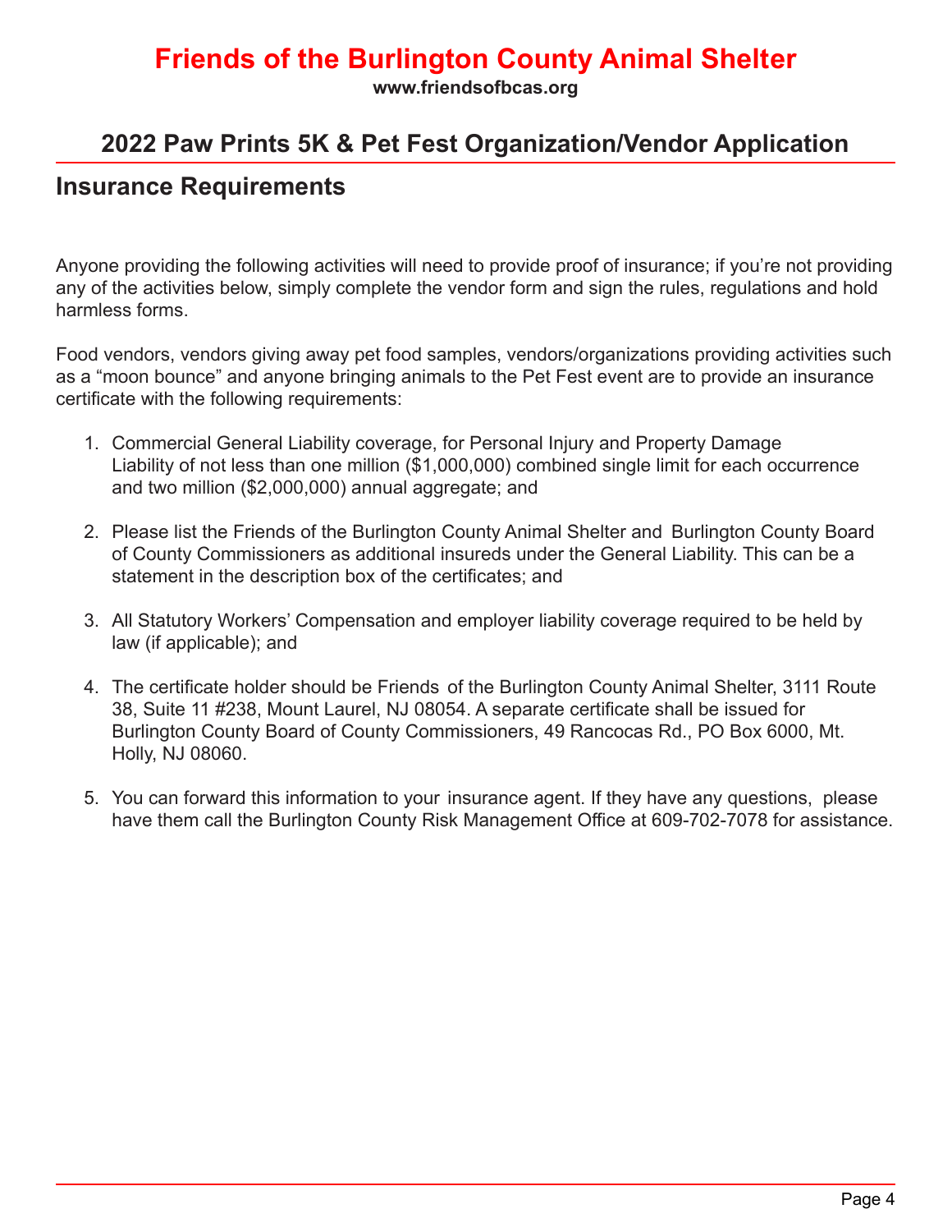# Friends of the Burlington County Animal Shelter

**www.friendsofbcas.org**

## 2022 Paw Prints 5K & Pet Fest Organization/Vendor Application

## Insurance Requirements

Anyone providing the following activities will need to provide proof of insurance; if you're not providing any of the activities below, simply complete the vendor form and sign the rules, regulations and hold harmless forms.

Food vendors, vendors giving away pet food samples, vendors/organizations providing activities such as a "moon bounce" and anyone bringing animals to the Pet Fest event are to provide an insurance certificate with the following requirements:

1. Commercial General Liability coverage, for Personal Injury and Property Damage Liability of not less than one million ($1,000,000) combined single limit for each occurrence and two million ($2,000,000) annual aggregate; and
2. Please list the Friends of the Burlington County Animal Shelter and Burlington County Board of County Commissioners as additional insureds under the General Liability. This can be a statement in the description box of the certificates; and
3. All Statutory Workers' Compensation and employer liability coverage required to be held by law (if applicable); and
4. The certificate holder should be Friends of the Burlington County Animal Shelter, 3111 Route 38, Suite 11 #238, Mount Laurel, NJ 08054. A separate certificate shall be issued for Burlington County Board of County Commissioners, 49 Rancocas Rd., PO Box 6000, Mt. Holly, NJ 08060.
5. You can forward this information to your insurance agent. If they have any questions, please have them call the Burlington County Risk Management Office at 609-702-7078 for assistance.